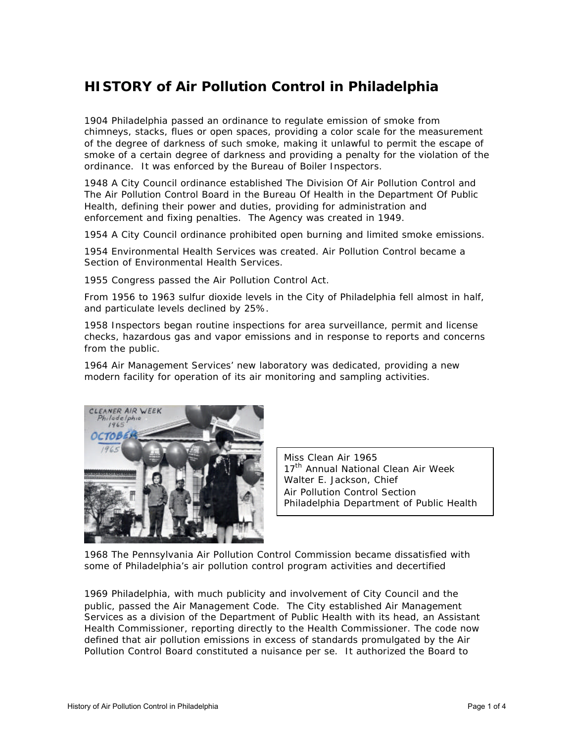# HISTORY of Air Pollution Control in Philadelphia

1904 Philadelphia passed an ordinance to regulate emission of smoke from chimneys, stacks, flues or open spaces, providing a color scale for the measurement of the degree of darkness of such smoke, making it unlawful to permit the escape of smoke of a certain degree of darkness and providing a penalty for the violation of the ordinance. It was enforced by the Bureau of Boiler Inspectors.

1948 A City Council ordinance established The Division Of Air Pollution Control and The Air Pollution Control Board in the Bureau Of Health in the Department Of Public Health, defining their power and duties, providing for administration and enforcement and fixing penalties. The Agency was created in 1949.

1954 A City Council ordinance prohibited open burning and limited smoke emissions.

1954 Environmental Health Services was created. Air Pollution Control became a Section of Environmental Health Services.

1955 Congress passed the Air Pollution Control Act.

From 1956 to 1963 sulfur dioxide levels in the City of Philadelphia fell almost in half, and particulate levels declined by 25%.

1958 Inspectors began routine inspections for area surveillance, permit and license checks, hazardous gas and vapor emissions and in response to reports and concerns from the public.

1964 Air Management Services' new laboratory was dedicated, providing a new modern facility for operation of its air monitoring and sampling activities.

Miss Clean Air 1965
17th Annual National Clean Air Week
Walter E. Jackson, Chief
Air Pollution Control Section
Philadelphia Department of Public Health

1968 The Pennsylvania Air Pollution Control Commission became dissatisfied with some of Philadelphia's air pollution control program activities and decertified

1969 Philadelphia, with much publicity and involvement of City Council and the public, passed the Air Management Code. The City established Air Management Services as a division of the Department of Public Health with its head, an Assistant Health Commissioner, reporting directly to the Health Commissioner. The code now defined that air pollution emissions in excess of standards promulgated by the Air Pollution Control Board constituted a nuisance per se. It authorized the Board to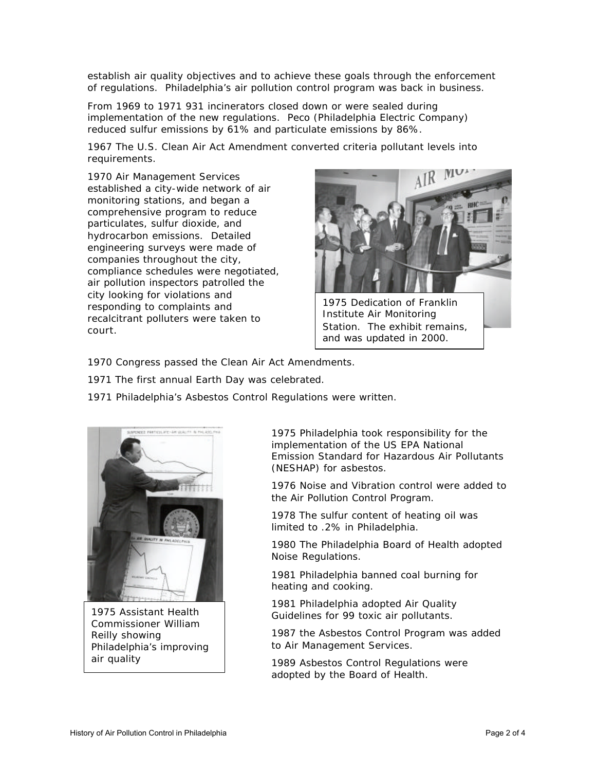establish air quality objectives and to achieve these goals through the enforcement of regulations. Philadelphia's air pollution control program was back in business.

From 1969 to 1971 931 incinerators closed down or were sealed during implementation of the new regulations. Peco (Philadelphia Electric Company) reduced sulfur emissions by 61% and particulate emissions by 86%.

1967 The U.S. Clean Air Act Amendment converted criteria pollutant levels into requirements.

1970 Air Management Services established a city-wide network of air monitoring stations, and began a comprehensive program to reduce particulates, sulfur dioxide, and hydrocarbon emissions. Detailed engineering surveys were made of companies throughout the city, compliance schedules were negotiated, air pollution inspectors patrolled the city looking for violations and responding to complaints and recalcitrant polluters were taken to court.

1975 Dedication of Franklin Institute Air Monitoring Station. The exhibit remains, and was updated in 2000.

1970 Congress passed the Clean Air Act Amendments.

1971 The first annual Earth Day was celebrated.

1971 Philadelphia's Asbestos Control Regulations were written.

1975 Assistant Health Commissioner William Reilly showing Philadelphia's improving air quality

1975 Philadelphia took responsibility for the implementation of the US EPA National Emission Standard for Hazardous Air Pollutants (NESHAP) for asbestos.

1976 Noise and Vibration control were added to the Air Pollution Control Program.

1978 The sulfur content of heating oil was limited to .2% in Philadelphia.

1980 The Philadelphia Board of Health adopted Noise Regulations.

1981 Philadelphia banned coal burning for heating and cooking.

1981 Philadelphia adopted Air Quality Guidelines for 99 toxic air pollutants.

1987 the Asbestos Control Program was added to Air Management Services.

1989 Asbestos Control Regulations were adopted by the Board of Health.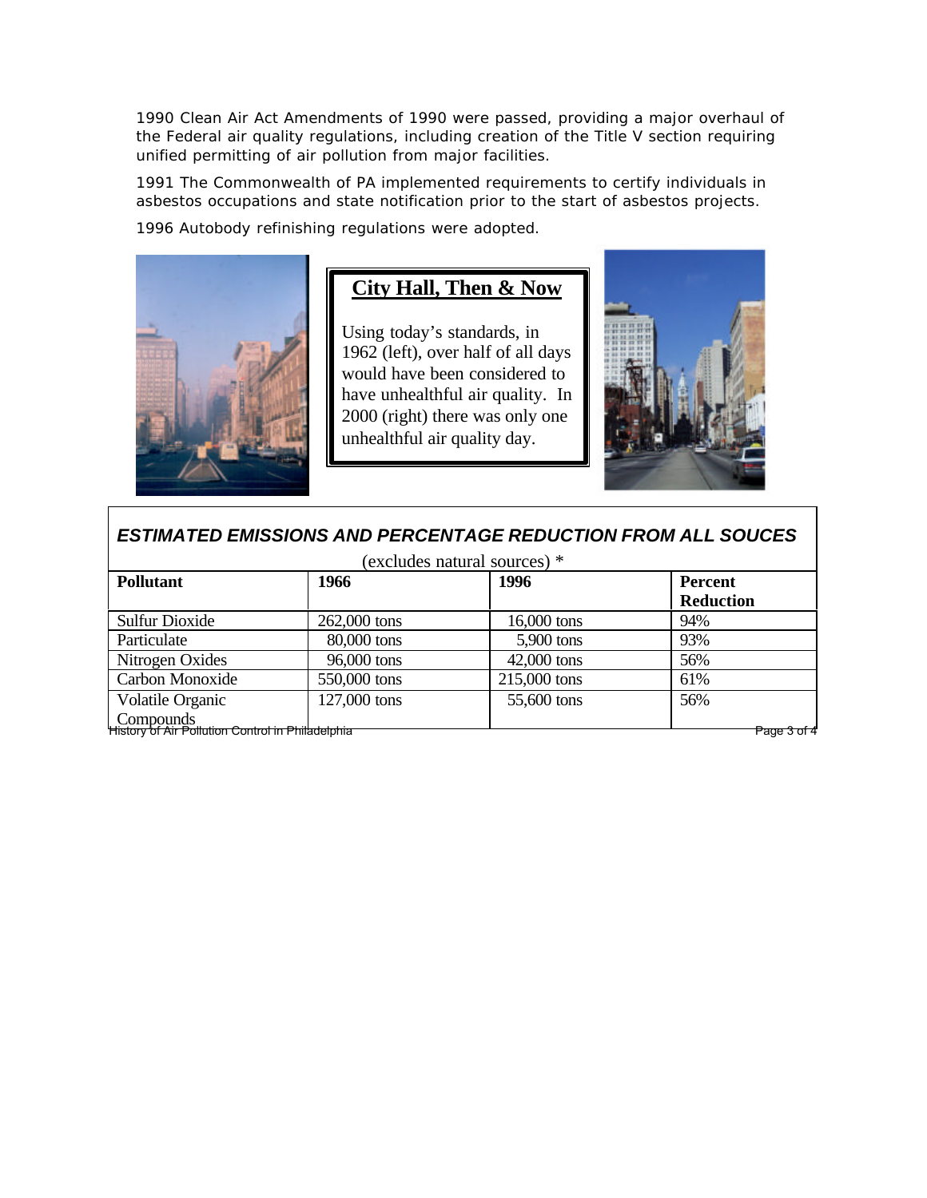1990 Clean Air Act Amendments of 1990 were passed, providing a major overhaul of the Federal air quality regulations, including creation of the Title V section requiring unified permitting of air pollution from major facilities.

1991 The Commonwealth of PA implemented requirements to certify individuals in asbestos occupations and state notification prior to the start of asbestos projects.

1996 Autobody refinishing regulations were adopted.

## City Hall, Then & Now

Using today's standards, in 1962 (left), over half of all days would have been considered to have unhealthful air quality. In 2000 (right) there was only one unhealthful air quality day.

### *ESTIMATED EMISSIONS AND PERCENTAGE REDUCTION FROM ALL SOUCES*

(excludes natural sources) *

| Pollutant | 1966 | 1996 | Percent Reduction |
|---|---|---|---|
| Sulfur Dioxide | 262,000 tons | 16,000 tons | 94% |
| Particulate | 80,000 tons | 5,900 tons | 93% |
| Nitrogen Oxides | 96,000 tons | 42,000 tons | 56% |
| Carbon Monoxide | 550,000 tons | 215,000 tons | 61% |
| Volatile Organic Compounds | 127,000 tons | 55,600 tons | 56% |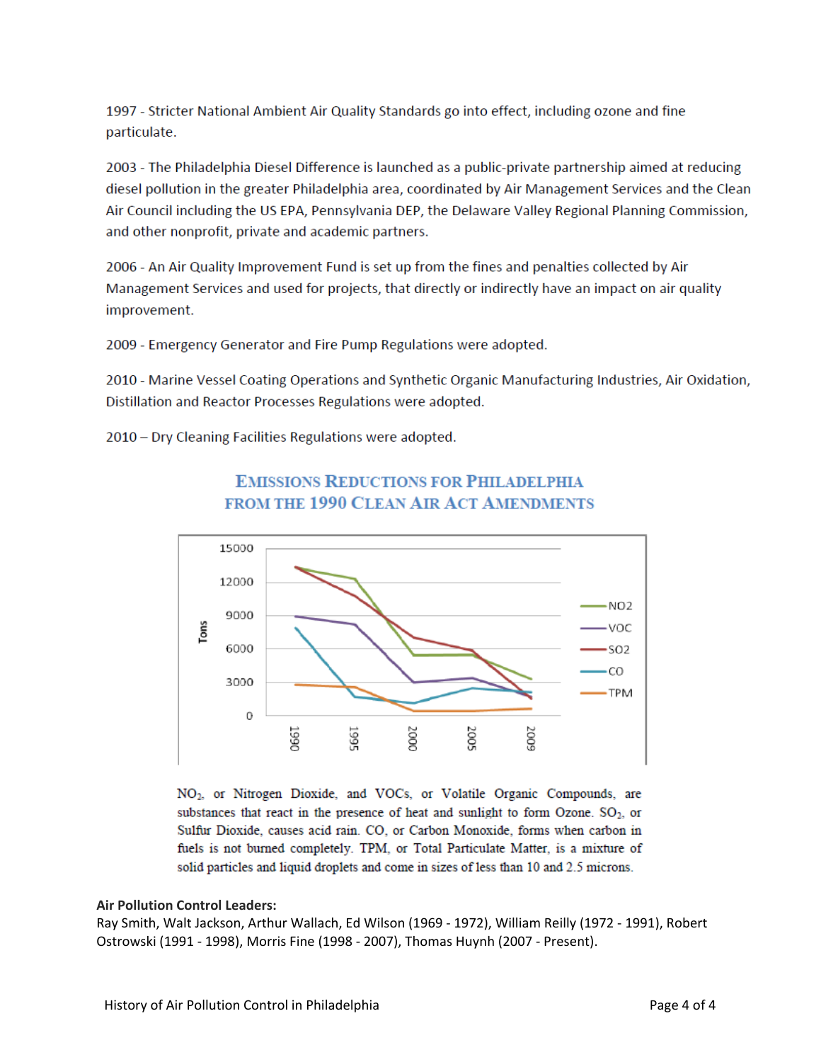1997 - Stricter National Ambient Air Quality Standards go into effect, including ozone and fine particulate.

2003 - The Philadelphia Diesel Difference is launched as a public-private partnership aimed at reducing diesel pollution in the greater Philadelphia area, coordinated by Air Management Services and the Clean Air Council including the US EPA, Pennsylvania DEP, the Delaware Valley Regional Planning Commission, and other nonprofit, private and academic partners.

2006 - An Air Quality Improvement Fund is set up from the fines and penalties collected by Air Management Services and used for projects, that directly or indirectly have an impact on air quality improvement.

2009 - Emergency Generator and Fire Pump Regulations were adopted.

2010 - Marine Vessel Coating Operations and Synthetic Organic Manufacturing Industries, Air Oxidation, Distillation and Reactor Processes Regulations were adopted.

2010 – Dry Cleaning Facilities Regulations were adopted.

## Emissions Reductions for Philadelphia from the 1990 Clean Air Act Amendments

Tons

15000
12000
9000
6000
3000
0

1990
1995
2000
2005
2009

NO2
VOC
SO2
CO
TPM

$NO_2$, or Nitrogen Dioxide, and VOCs, or Volatile Organic Compounds, are substances that react in the presence of heat and sunlight to form Ozone. $SO_2$, or Sulfur Dioxide, causes acid rain. CO, or Carbon Monoxide, forms when carbon in fuels is not burned completely. TPM, or Total Particulate Matter, is a mixture of solid particles and liquid droplets and come in sizes of less than 10 and 2.5 microns.

**Air Pollution Control Leaders:**
Ray Smith, Walt Jackson, Arthur Wallach, Ed Wilson (1969 - 1972), William Reilly (1972 - 1991), Robert Ostrowski (1991 - 1998), Morris Fine (1998 - 2007), Thomas Huynh (2007 - Present).